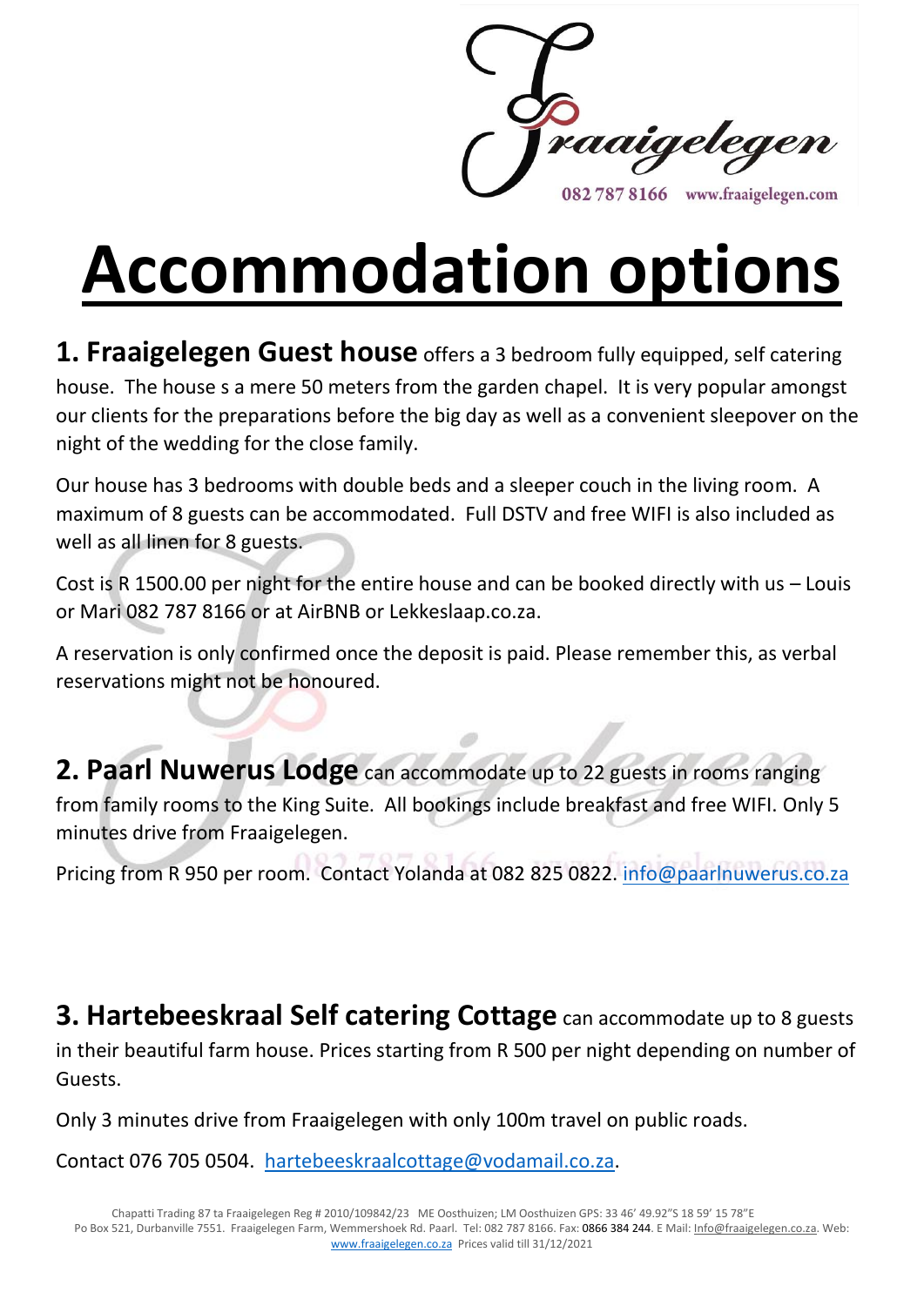Fraaigelegen
082 787 8166 www.fraaigelegen.com

# Accommodation options

**1. Fraaigelegen Guest house** offers a 3 bedroom fully equipped, self catering house. The house s a mere 50 meters from the garden chapel. It is very popular amongst our clients for the preparations before the big day as well as a convenient sleepover on the night of the wedding for the close family.

Our house has 3 bedrooms with double beds and a sleeper couch in the living room. A maximum of 8 guests can be accommodated. Full DSTV and free WIFI is also included as well as all linen for 8 guests.

Cost is R 1500.00 per night for the entire house and can be booked directly with us – Louis or Mari 082 787 8166 or at AirBNB or Lekkeslaap.co.za.

A reservation is only confirmed once the deposit is paid. Please remember this, as verbal reservations might not be honoured.

**2. Paarl Nuwerus Lodge** can accommodate up to 22 guests in rooms ranging from family rooms to the King Suite. All bookings include breakfast and free WIFI. Only 5 minutes drive from Fraaigelegen.

Pricing from R 950 per room. Contact Yolanda at 082 825 0822. info@paarlnuwerus.co.za

**3. Hartebeeskraal Self catering Cottage** can accommodate up to 8 guests in their beautiful farm house. Prices starting from R 500 per night depending on number of Guests.

Only 3 minutes drive from Fraaigelegen with only 100m travel on public roads.

Contact 076 705 0504. hartebeeskraalcottage@vodamail.co.za.

Chapatti Trading 87 ta Fraaigelegen Reg # 2010/109842/23 ME Oosthuizen; LM Oosthuizen GPS: 33 46' 49.92"S 18 59' 15 78"E
Po Box 521, Durbanville 7551. Fraaigelegen Farm, Wemmershoek Rd. Paarl. Tel: 082 787 8166. Fax: 0866 384 244. E Mail: Info@fraaigelegen.co.za. Web: www.fraaigelegen.co.za Prices valid till 31/12/2021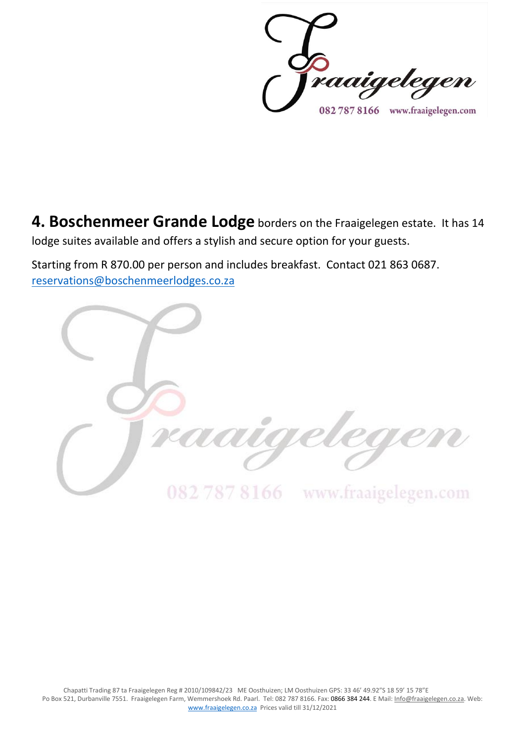**4. Boschenmeer Grande Lodge** borders on the Fraaigelegen estate. It has 14 lodge suites available and offers a stylish and secure option for your guests.

Starting from R 870.00 per person and includes breakfast. Contact 021 863 0687. reservations@boschenmeerlodges.co.za